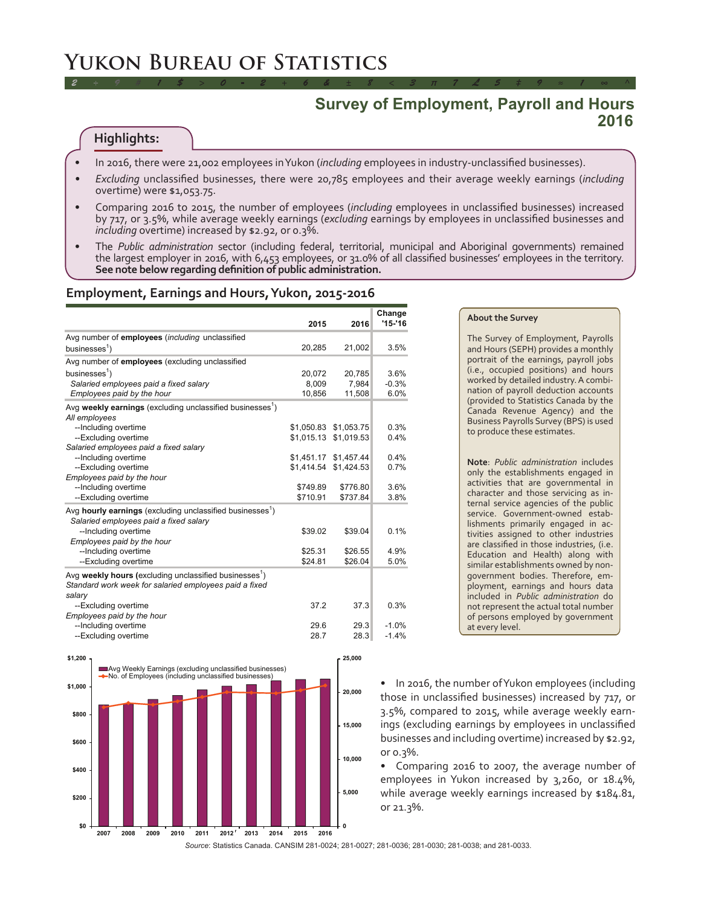# Yukon Bureau of Statistics

## Survey of Employment, Payroll and Hours 2016

### Highlights:

- In 2016, there were 21,002 employees in Yukon (*including* employees in industry-unclassified businesses).
- *Excluding* unclassified businesses, there were 20,785 employees and their average weekly earnings (*including* overtime) were $1,053.75.
- Comparing 2016 to 2015, the number of employees (*including* employees in unclassified businesses) increased by 717, or 3.5%, while average weekly earnings (*excluding* earnings by employees in unclassified businesses and *including* overtime) increased by $2.92, or 0.3%.
- The *Public administration* sector (including federal, territorial, municipal and Aboriginal governments) remained the largest employer in 2016, with 6,453 employees, or 31.0% of all classified businesses' employees in the territory. **See note below regarding definition of public administration.**

### Employment, Earnings and Hours, Yukon, 2015-2016

| | 2015 | 2016 | Change '15-'16 |
|---|---|---|---|
| Avg number of **employees** (*including* unclassified businesses[1]) | 20,285 | 21,002 | 3.5% |
| Avg number of **employees** (excluding unclassified businesses[1]) | 20,072 | 20,785 | 3.6% |
| *Salaried employees paid a fixed salary* | 8,009 | 7,984 | -0.3% |
| *Employees paid by the hour* | 10,856 | 11,508 | 6.0% |
| Avg **weekly earnings** (excluding unclassified businesses[1]) | | | |
| *All employees* | | | |
| --Including overtime | $1,050.83 | $1,053.75 | 0.3% |
| --Excluding overtime | $1,015.13 | $1,019.53 | 0.4% |
| *Salaried employees paid a fixed salary* | | | |
| --Including overtime | $1,451.17 | $1,457.44 | 0.4% |
| --Excluding overtime | $1,414.54 | $1,424.53 | 0.7% |
| *Employees paid by the hour* | | | |
| --Including overtime | $749.89 | $776.80 | 3.6% |
| --Excluding overtime | $710.91 | $737.84 | 3.8% |
| Avg **hourly earnings** (excluding unclassified businesses[1]) | | | |
| *Salaried employees paid a fixed salary* | | | |
| --Including overtime | $39.02 | $39.04 | 0.1% |
| *Employees paid by the hour* | | | |
| --Including overtime | $25.31 | $26.55 | 4.9% |
| --Excluding overtime | $24.81 | $26.04 | 5.0% |
| Avg **weekly hours** (excluding unclassified businesses[1]) | | | |
| *Standard work week for salaried employees paid a fixed salary* | | | |
| --Excluding overtime | 37.2 | 37.3 | 0.3% |
| *Employees paid by the hour* | | | |
| --Including overtime | 29.6 | 29.3 | -1.0% |
| --Excluding overtime | 28.7 | 28.3 | -1.4% |

**About the Survey**

The Survey of Employment, Payrolls and Hours (SEPH) provides a monthly portrait of the earnings, payroll jobs (i.e., occupied positions) and hours worked by detailed industry. A combination of payroll deduction accounts (provided to Statistics Canada by the Canada Revenue Agency) and the Business Payrolls Survey (BPS) is used to produce these estimates.

**Note**: *Public administration* includes only the establishments engaged in activities that are governmental in character and those servicing as internal service agencies of the public service. Government-owned establishments primarily engaged in activities assigned to other industries are classified in those industries, (i.e. Education and Health) along with similar establishments owned by non-government bodies. Therefore, employment, earnings and hours data included in *Public administration* do not represent the actual total number of persons employed by government at every level.

- In 2016, the number of Yukon employees (including those in unclassified businesses) increased by 717, or 3.5%, compared to 2015, while average weekly earnings (excluding earnings by employees in unclassified businesses and including overtime) increased by $2.92, or 0.3%.
- Comparing 2016 to 2007, the average number of employees in Yukon increased by 3,260, or 18.4%, while average weekly earnings increased by $184.81, or 21.3%.

*Source*: Statistics Canada. CANSIM 281-0024; 281-0027; 281-0036; 281-0030; 281-0038; and 281-0033.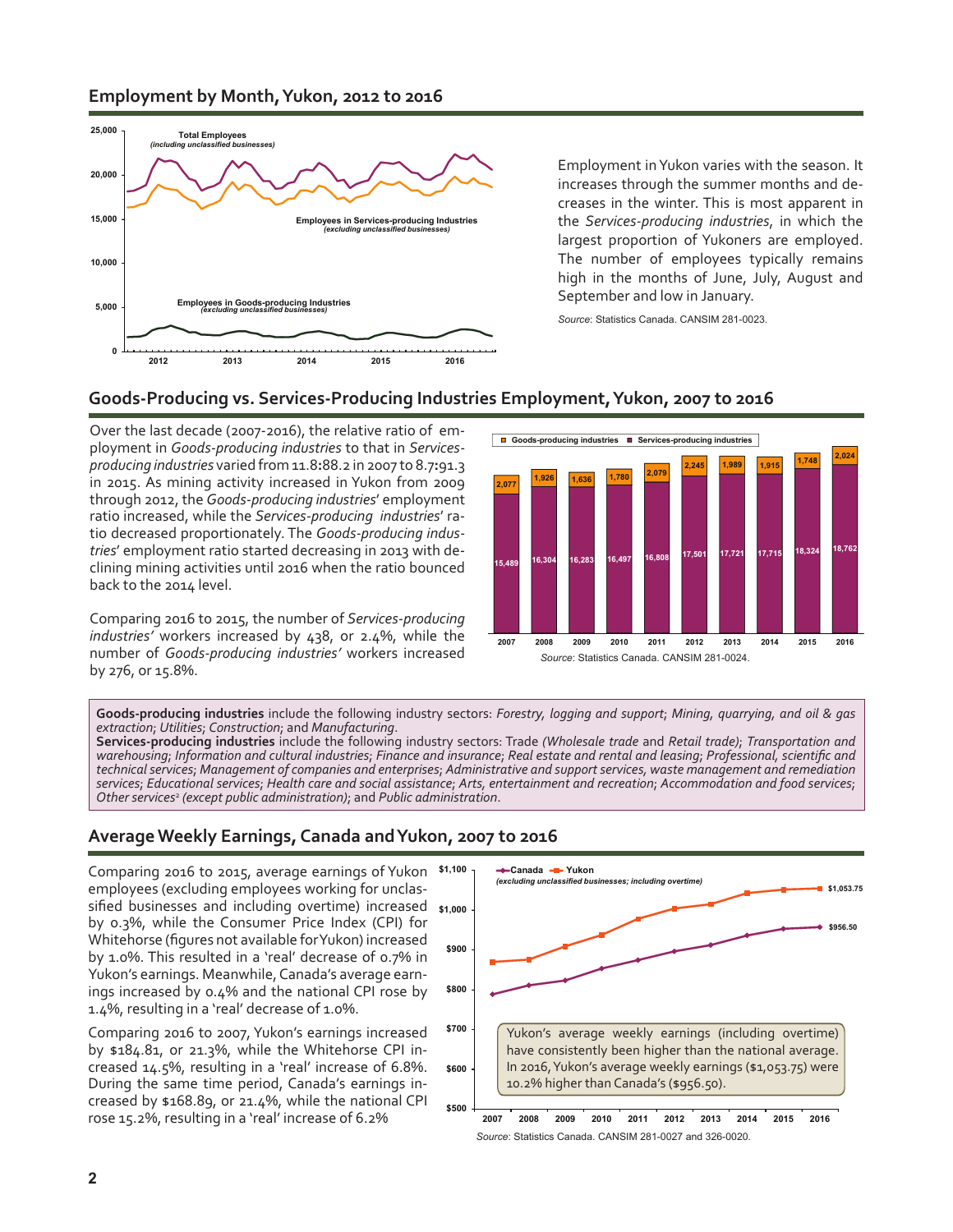## Employment by Month, Yukon, 2012 to 2016

Employment in Yukon varies with the season. It increases through the summer months and decreases in the winter. This is most apparent in the *Services-producing industries*, in which the largest proportion of Yukoners are employed. The number of employees typically remains high in the months of June, July, August and September and low in January.

*Source*: Statistics Canada. CANSIM 281-0023.

## Goods-Producing vs. Services-Producing Industries Employment, Yukon, 2007 to 2016

Over the last decade (2007-2016), the relative ratio of employment in *Goods-producing industries* to that in *Services-producing industries* varied from 11.8:88.2 in 2007 to 8.7:91.3 in 2015. As mining activity increased in Yukon from 2009 through 2012, the *Goods-producing industries*' employment ratio increased, while the *Services-producing industries*' ratio decreased proportionately. The *Goods-producing industries*' employment ratio started decreasing in 2013 with declining mining activities until 2016 when the ratio bounced back to the 2014 level.

Comparing 2016 to 2015, the number of *Services-producing industries'* workers increased by 438, or 2.4%, while the number of *Goods-producing industries'* workers increased by 276, or 15.8%.

| Year | Goods-producing industries | Services-producing industries |
|---|---|---|
| 2007 | 2,077 | 15,489 |
| 2008 | 1,926 | 16,304 |
| 2009 | 1,636 | 16,283 |
| 2010 | 1,780 | 16,497 |
| 2011 | 2,079 | 16,808 |
| 2012 | 2,245 | 17,501 |
| 2013 | 1,989 | 17,721 |
| 2014 | 1,915 | 17,715 |
| 2015 | 1,748 | 18,324 |
| 2016 | 2,024 | 18,762 |

*Source*: Statistics Canada. CANSIM 281-0024.

**Goods-producing industries** include the following industry sectors: *Forestry, logging and support*; *Mining, quarrying, and oil & gas extraction*; *Utilities*; *Construction*; and *Manufacturing*.
**Services-producing industries** include the following industry sectors: Trade *(Wholesale trade* and *Retail trade)*; *Transportation and warehousing*; *Information and cultural industries*; *Finance and insurance*; *Real estate and rental and leasing*; *Professional, scientific and technical services*; *Management of companies and enterprises*; *Administrative and support services, waste management and remediation services*; *Educational services*; *Health care and social assistance*; *Arts, entertainment and recreation*; *Accommodation and food services*; *Other services*[1] *(except public administration)*; and *Public administration*.

## Average Weekly Earnings, Canada and Yukon, 2007 to 2016

Comparing 2016 to 2015, average earnings of Yukon employees (excluding employees working for unclassified businesses and including overtime) increased by 0.3%, while the Consumer Price Index (CPI) for Whitehorse (figures not available for Yukon) increased by 1.0%. This resulted in a 'real' decrease of 0.7% in Yukon's earnings. Meanwhile, Canada's average earnings increased by 0.4% and the national CPI rose by 1.4%, resulting in a 'real' decrease of 1.0%.

Comparing 2016 to 2007, Yukon's earnings increased by $184.81, or 21.3%, while the Whitehorse CPI increased 14.5%, resulting in a 'real' increase of 6.8%. During the same time period, Canada's earnings increased by $168.89, or 21.4%, while the national CPI rose 15.2%, resulting in a 'real' increase of 6.2%

Yukon's average weekly earnings (including overtime) have consistently been higher than the national average. In 2016, Yukon's average weekly earnings ($1,053.75) were 10.2% higher than Canada's ($956.50).

*Source*: Statistics Canada. CANSIM 281-0027 and 326-0020.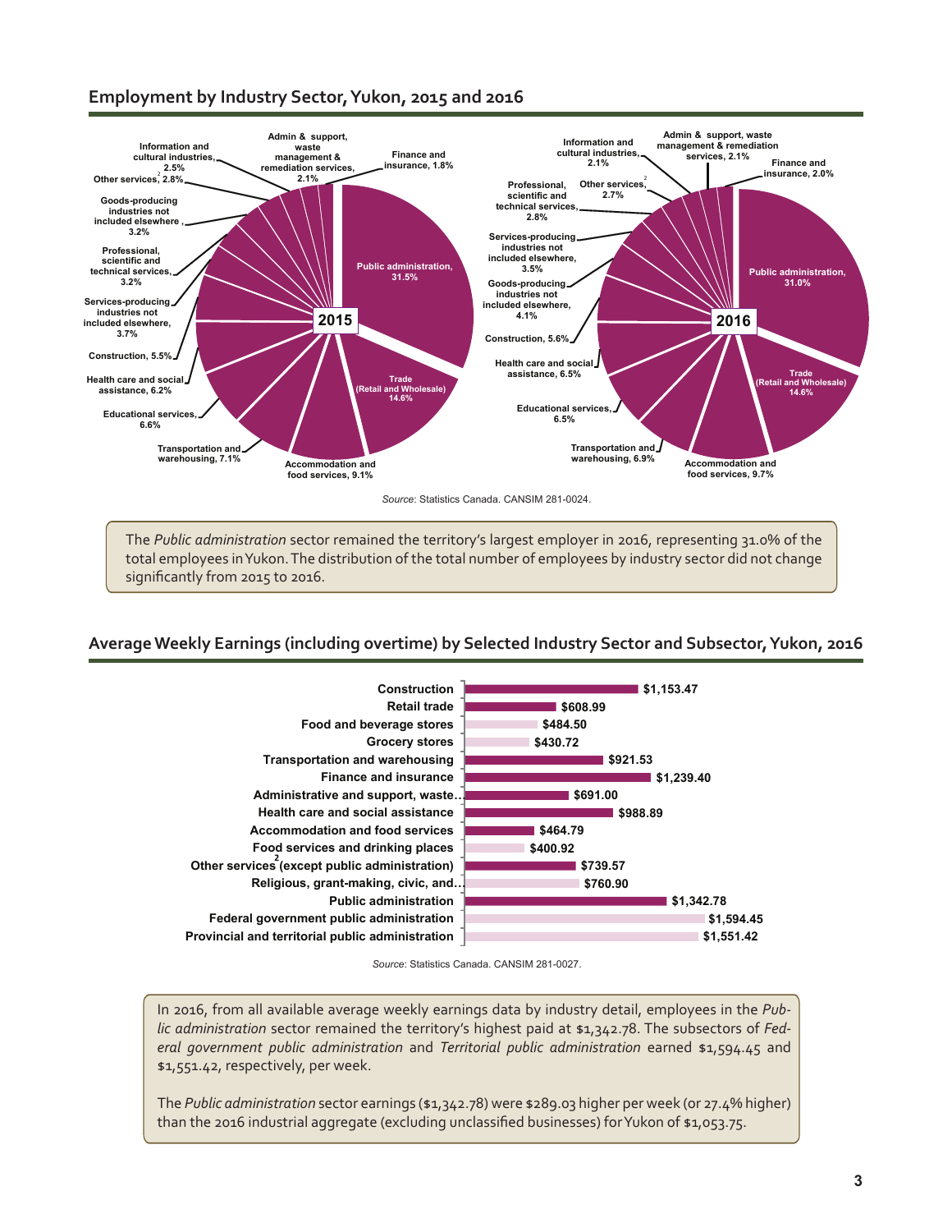## Employment by Industry Sector, Yukon, 2015 and 2016

| Industry sector | 2015 | 2016 |
| --- | --- | --- |
| Public administration | 31.5% | 31.0% |
| Trade (Retail and Wholesale) | 14.6% | 14.6% |
| Accommodation and food services | 9.1% | 9.7% |
| Transportation and warehousing | 7.1% | 6.9% |
| Educational services | 6.6% | 6.5% |
| Health care and social assistance | 6.2% | 6.5% |
| Construction | 5.5% | 5.6% |
| Services-producing industries not included elsewhere | 3.7% | 3.5% |
| Professional, scientific and technical services | 3.2% | 2.8% |
| Goods-producing industries not included elsewhere | 3.2% | 4.1% |
| Other services[2] | 2.8% | 2.7% |
| Information and cultural industries | 2.5% | 2.1% |
| Admin & support, waste management & remediation services | 2.1% | 2.1% |
| Finance and insurance | 1.8% | 2.0% |

*Source*: Statistics Canada. CANSIM 281-0024.

The *Public administration* sector remained the territory's largest employer in 2016, representing 31.0% of the total employees in Yukon. The distribution of the total number of employees by industry sector did not change significantly from 2015 to 2016.

## Average Weekly Earnings (including overtime) by Selected Industry Sector and Subsector, Yukon, 2016

| Industry sector / subsector | Average weekly earnings |
| --- | --- |
| Construction | $1,153.47 |
| Retail trade | $608.99 |
| Food and beverage stores | $484.50 |
| Grocery stores | $430.72 |
| Transportation and warehousing | $921.53 |
| Finance and insurance | $1,239.40 |
| Administrative and support, waste... | $691.00 |
| Health care and social assistance | $988.89 |
| Accommodation and food services | $464.79 |
| Food services and drinking places | $400.92 |
| Other services[2] (except public administration) | $739.57 |
| Religious, grant-making, civic, and... | $760.90 |
| Public administration | $1,342.78 |
| Federal government public administration | $1,594.45 |
| Provincial and territorial public administration | $1,551.42 |

*Source*: Statistics Canada. CANSIM 281-0027.

In 2016, from all available average weekly earnings data by industry detail, employees in the *Public administration* sector remained the territory's highest paid at $1,342.78. The subsectors of *Federal government public administration* and *Territorial public administration* earned $1,594.45 and $1,551.42, respectively, per week.

The *Public administration* sector earnings ($1,342.78) were $289.03 higher per week (or 27.4% higher) than the 2016 industrial aggregate (excluding unclassified businesses) for Yukon of $1,053.75.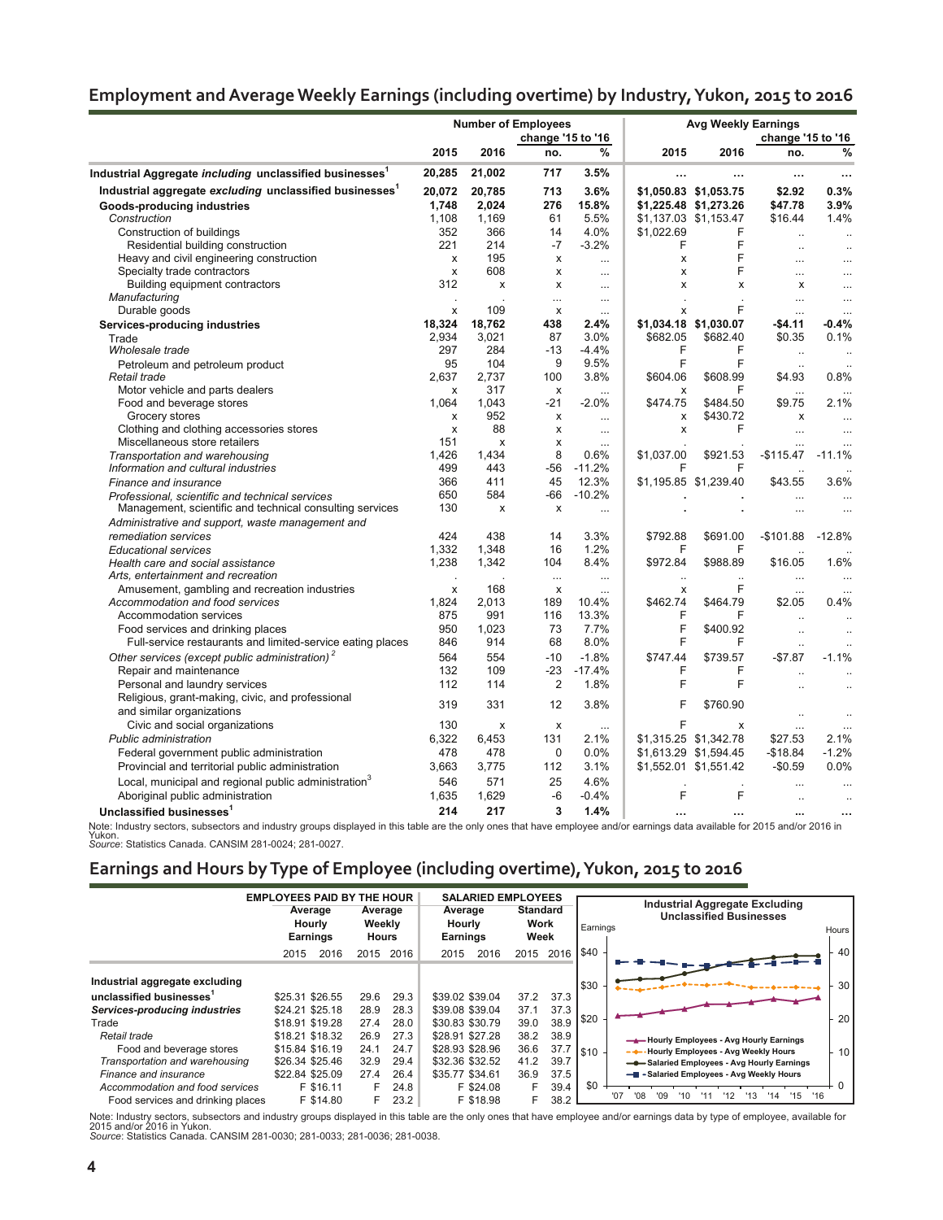## Employment and Average Weekly Earnings (including overtime) by Industry, Yukon, 2015 to 2016

| | Number of Employees | | | | Avg Weekly Earnings | | | |
|---|---|---|---|---|---|---|---|---|
| | | | change '15 to '16 | | | | change '15 to '16 | |
| | 2015 | 2016 | no. | % | 2015 | 2016 | no. | % |
| **Industrial Aggregate *including* unclassified businesses[1]** | **20,285** | **21,002** | **717** | **3.5%** | **...** | **...** | **...** | **...** |
| **Industrial aggregate *excluding* unclassified businesses[1]** | **20,072** | **20,785** | **713** | **3.6%** | **$1,050.83** | **$1,053.75** | **$2.92** | **0.3%** |
| **Goods-producing industries** | **1,748** | **2,024** | **276** | **15.8%** | **$1,225.48** | **$1,273.26** | **$47.78** | **3.9%** |
| *Construction* | 1,108 | 1,169 | 61 | 5.5% | $1,137.03 | $1,153.47 | $16.44 | 1.4% |
| Construction of buildings | 352 | 366 | 14 | 4.0% | $1,022.69 | F | .. | .. |
| Residential building construction | 221 | 214 | -7 | -3.2% | F | F | .. | .. |
| Heavy and civil engineering construction | x | 195 | x | ... | x | F | ... | ... |
| Specialty trade contractors | x | 608 | x | ... | x | F | ... | ... |
| Building equipment contractors | 312 | x | x | ... | x | x | x | ... |
| *Manufacturing* | . | . | ... | ... | . | . | ... | ... |
| Durable goods | x | 109 | x | ... | x | F | ... | ... |
| **Services-producing industries** | **18,324** | **18,762** | **438** | **2.4%** | **$1,034.18** | **$1,030.07** | **-$4.11** | **-0.4%** |
| Trade | 2,934 | 3,021 | 87 | 3.0% | $682.05 | $682.40 | $0.35 | 0.1% |
| *Wholesale trade* | 297 | 284 | -13 | -4.4% | F | F | .. | .. |
| Petroleum and petroleum product | 95 | 104 | 9 | 9.5% | F | F | .. | .. |
| *Retail trade* | 2,637 | 2,737 | 100 | 3.8% | $604.06 | $608.99 | $4.93 | 0.8% |
| Motor vehicle and parts dealers | x | 317 | x | ... | x | F | ... | ... |
| Food and beverage stores | 1,064 | 1,043 | -21 | -2.0% | $474.75 | $484.50 | $9.75 | 2.1% |
| Grocery stores | x | 952 | x | ... | x | $430.72 | x | ... |
| Clothing and clothing accessories stores | x | 88 | x | ... | x | F | ... | ... |
| Miscellaneous store retailers | 151 | x | x | ... | . | . | ... | ... |
| *Transportation and warehousing* | 1,426 | 1,434 | 8 | 0.6% | $1,037.00 | $921.53 | -$115.47 | -11.1% |
| *Information and cultural industries* | 499 | 443 | -56 | -11.2% | F | F | .. | .. |
| *Finance and insurance* | 366 | 411 | 45 | 12.3% | $1,195.85 | $1,239.40 | $43.55 | 3.6% |
| *Professional, scientific and technical services* | 650 | 584 | -66 | -10.2% | . | . | ... | ... |
| Management, scientific and technical consulting services | 130 | x | x | ... | . | . | ... | ... |
| *Administrative and support, waste management and remediation services* | 424 | 438 | 14 | 3.3% | $792.88 | $691.00 | -$101.88 | -12.8% |
| *Educational services* | 1,332 | 1,348 | 16 | 1.2% | F | F | .. | .. |
| *Health care and social assistance* | 1,238 | 1,342 | 104 | 8.4% | $972.84 | $988.89 | $16.05 | 1.6% |
| *Arts, entertainment and recreation* | . | . | ... | ... | .. | .. | ... | ... |
| Amusement, gambling and recreation industries | x | 168 | x | ... | x | F | ... | ... |
| *Accommodation and food services* | 1,824 | 2,013 | 189 | 10.4% | $462.74 | $464.79 | $2.05 | 0.4% |
| Accommodation services | 875 | 991 | 116 | 13.3% | F | F | .. | .. |
| Food services and drinking places | 950 | 1,023 | 73 | 7.7% | F | $400.92 | .. | .. |
| Full-service restaurants and limited-service eating places | 846 | 914 | 68 | 8.0% | F | F | .. | .. |
| *Other services (except public administration)[2]* | 564 | 554 | -10 | -1.8% | $747.44 | $739.57 | -$7.87 | -1.1% |
| Repair and maintenance | 132 | 109 | -23 | -17.4% | F | F | .. | .. |
| Personal and laundry services | 112 | 114 | 2 | 1.8% | F | F | .. | .. |
| Religious, grant-making, civic, and professional and similar organizations | 319 | 331 | 12 | 3.8% | F | $760.90 | .. | .. |
| Civic and social organizations | 130 | x | x | ... | F | x | ... | ... |
| *Public administration* | 6,322 | 6,453 | 131 | 2.1% | $1,315.25 | $1,342.78 | $27.53 | 2.1% |
| Federal government public administration | 478 | 478 | 0 | 0.0% | $1,613.29 | $1,594.45 | -$18.84 | -1.2% |
| Provincial and territorial public administration | 3,663 | 3,775 | 112 | 3.1% | $1,552.01 | $1,551.42 | -$0.59 | 0.0% |
| Local, municipal and regional public administration[3] | 546 | 571 | 25 | 4.6% | . | . | ... | ... |
| Aboriginal public administration | 1,635 | 1,629 | -6 | -0.4% | F | F | .. | .. |
| **Unclassified businesses[1]** | **214** | **217** | **3** | **1.4%** | **...** | **...** | **...** | **...** |

Note: Industry sectors, subsectors and industry groups displayed in this table are the only ones that have employee and/or earnings data available for 2015 and/or 2016 in Yukon.
*Source*: Statistics Canada. CANSIM 281-0024; 281-0027.

## Earnings and Hours by Type of Employee (including overtime), Yukon, 2015 to 2016

| | EMPLOYEES PAID BY THE HOUR | | | | SALARIED EMPLOYEES | | | |
|---|---|---|---|---|---|---|---|---|
| | Average Hourly Earnings | | Average Weekly Hours | | Average Hourly Earnings | | Standard Work Week | |
| | 2015 | 2016 | 2015 | 2016 | 2015 | 2016 | 2015 | 2016 |
| **Industrial aggregate excluding unclassified businesses[1]** | $25.31 | $26.55 | 29.6 | 29.3 | $39.02 | $39.04 | 37.2 | 37.3 |
| ***Services-producing industries*** | $24.21 | $25.18 | 28.9 | 28.3 | $39.08 | $39.04 | 37.1 | 37.3 |
| Trade | $18.91 | $19.28 | 27.4 | 28.0 | $30.83 | $30.79 | 39.0 | 38.9 |
| *Retail trade* | $18.21 | $18.32 | 26.9 | 27.3 | $28.91 | $27.28 | 38.2 | 38.9 |
| Food and beverage stores | $15.84 | $16.19 | 24.1 | 24.7 | $28.93 | $28.96 | 36.6 | 37.7 |
| *Transportation and warehousing* | $26.34 | $25.46 | 32.9 | 29.4 | $32.36 | $32.52 | 41.2 | 39.7 |
| *Finance and insurance* | $22.84 | $25.09 | 27.4 | 26.4 | $35.77 | $34.61 | 36.9 | 37.5 |
| *Accommodation and food services* | F | $16.11 | F | 24.8 | F | $24.08 | F | 39.4 |
| Food services and drinking places | F | $14.80 | F | 23.2 | F | $18.98 | F | 38.2 |

Industrial Aggregate Excluding Unclassified Businesses

Note: Industry sectors, subsectors and industry groups displayed in this table are the only ones that have employee and/or earnings data by type of employee, available for 2015 and/or 2016 in Yukon.
*Source*: Statistics Canada. CANSIM 281-0030; 281-0033; 281-0036; 281-0038.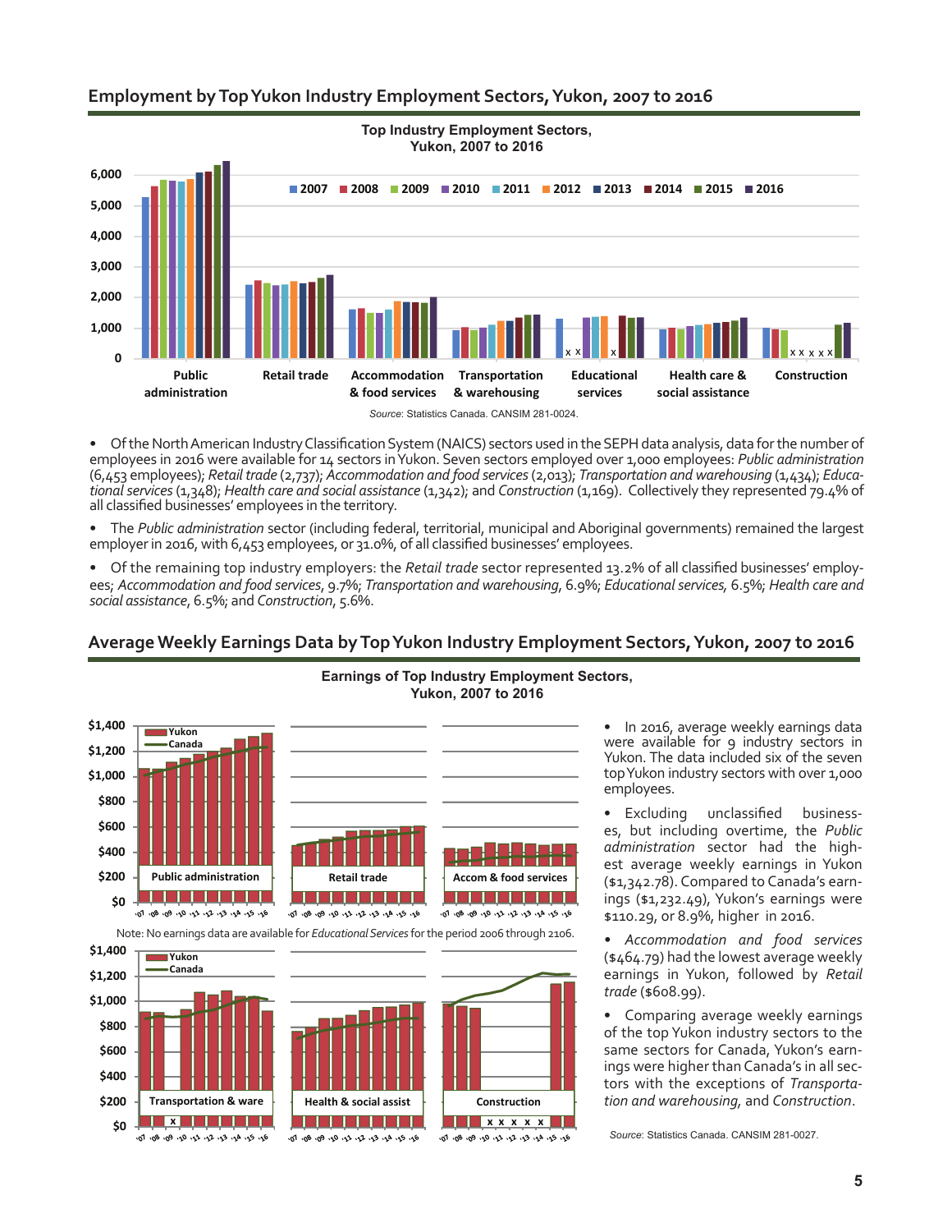## Employment by Top Yukon Industry Employment Sectors, Yukon, 2007 to 2016

Source: Statistics Canada. CANSIM 281-0024.

- Of the North American Industry Classification System (NAICS) sectors used in the SEPH data analysis, data for the number of employees in 2016 were available for 14 sectors in Yukon. Seven sectors employed over 1,000 employees: *Public administration* (6,453 employees); *Retail trade* (2,737); *Accommodation and food services* (2,013); *Transportation and warehousing* (1,434); *Educational services* (1,348); *Health care and social assistance* (1,342); and *Construction* (1,169). Collectively they represented 79.4% of all classified businesses' employees in the territory.
- The *Public administration* sector (including federal, territorial, municipal and Aboriginal governments) remained the largest employer in 2016, with 6,453 employees, or 31.0%, of all classified businesses' employees.
- Of the remaining top industry employers: the *Retail trade* sector represented 13.2% of all classified businesses' employees; *Accommodation and food services*, 9.7%; *Transportation and warehousing*, 6.9%; *Educational services*, 6.5%; *Health care and social assistance*, 6.5%; and *Construction*, 5.6%.

## Average Weekly Earnings Data by Top Yukon Industry Employment Sectors, Yukon, 2007 to 2016

Note: No earnings data are available for *Educational Services* for the period 2006 through 2106.

- In 2016, average weekly earnings data were available for 9 industry sectors in Yukon. The data included six of the seven top Yukon industry sectors with over 1,000 employees.
- Excluding unclassified businesses, but including overtime, the *Public administration* sector had the highest average weekly earnings in Yukon ($1,342.78). Compared to Canada's earnings ($1,232.49), Yukon's earnings were $110.29, or 8.9%, higher in 2016.
- *Accommodation and food services* ($464.79) had the lowest average weekly earnings in Yukon, followed by *Retail trade* ($608.99).
- Comparing average weekly earnings of the top Yukon industry sectors to the same sectors for Canada, Yukon's earnings were higher than Canada's in all sectors with the exceptions of *Transportation and warehousing*, and *Construction*.

Source: Statistics Canada. CANSIM 281-0027.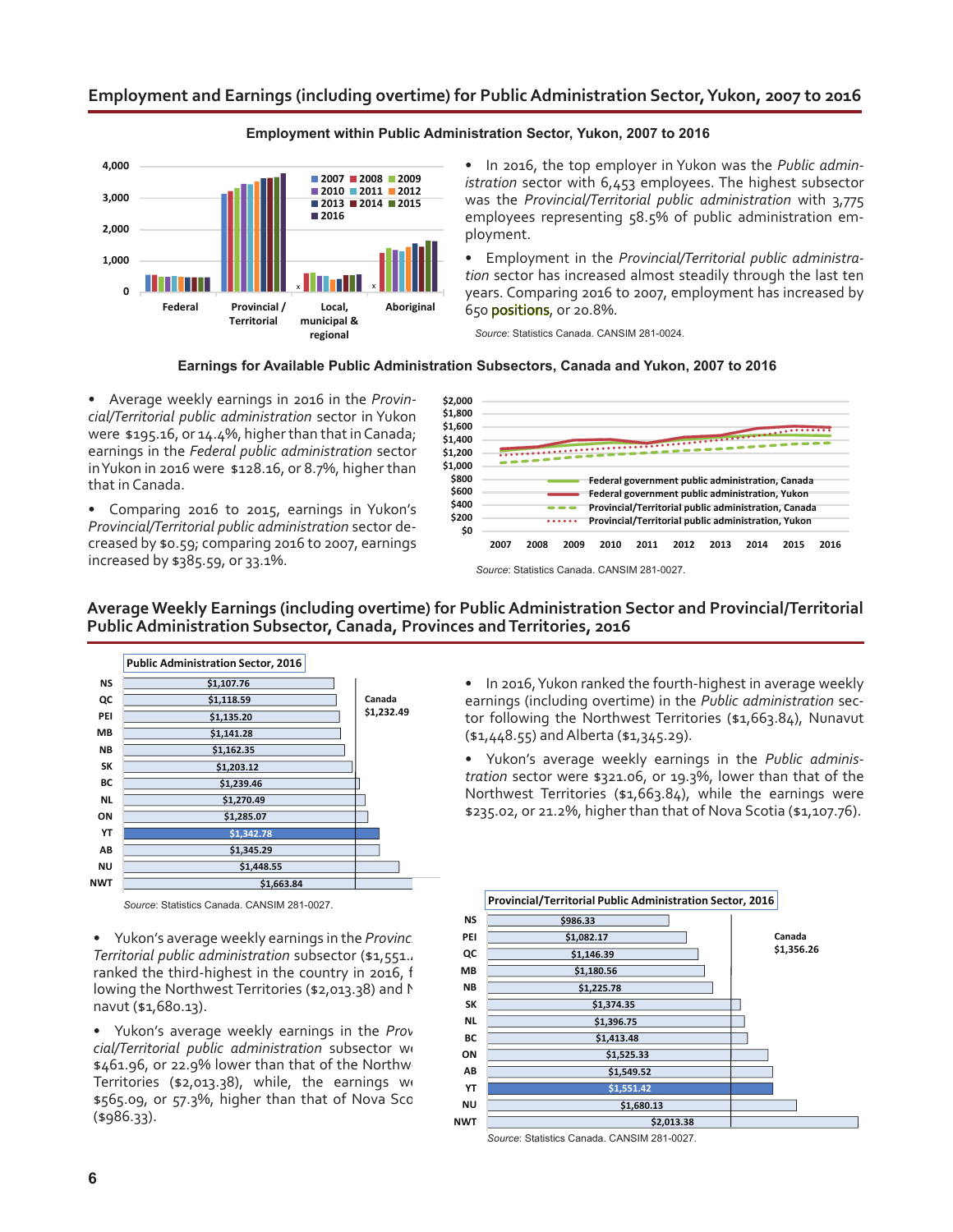## Employment and Earnings (including overtime) for Public Administration Sector, Yukon, 2007 to 2016

**Employment within Public Administration Sector, Yukon, 2007 to 2016**

- In 2016, the top employer in Yukon was the *Public administration* sector with 6,453 employees. The highest subsector was the *Provincial/Territorial public administration* with 3,775 employees representing 58.5% of public administration employment.
- Employment in the *Provincial/Territorial public administration* sector has increased almost steadily through the last ten years. Comparing 2016 to 2007, employment has increased by 650 positions, or 20.8%.

*Source*: Statistics Canada. CANSIM 281-0024.

**Earnings for Available Public Administration Subsectors, Canada and Yukon, 2007 to 2016**

- Average weekly earnings in 2016 in the *Provincial/Territorial public administration* sector in Yukon were $195.16, or 14.4%, higher than that in Canada; earnings in the *Federal public administration* sector in Yukon in 2016 were $128.16, or 8.7%, higher than that in Canada.
- Comparing 2016 to 2015, earnings in Yukon's *Provincial/Territorial public administration* sector decreased by $0.59; comparing 2016 to 2007, earnings increased by $385.59, or 33.1%.

*Source*: Statistics Canada. CANSIM 281-0027.

## Average Weekly Earnings (including overtime) for Public Administration Sector and Provincial/Territorial Public Administration Subsector, Canada, Provinces and Territories, 2016

**Public Administration Sector, 2016** (Canada $1,232.49)

| Province/Territory | Average weekly earnings |
|---|---|
| NS | $1,107.76 |
| QC | $1,118.59 |
| PEI | $1,135.20 |
| MB | $1,141.28 |
| NB | $1,162.35 |
| SK | $1,203.12 |
| BC | $1,239.46 |
| NL | $1,270.49 |
| ON | $1,285.07 |
| YT | $1,342.78 |
| AB | $1,345.29 |
| NU | $1,448.55 |
| NWT | $1,663.84 |

*Source*: Statistics Canada. CANSIM 281-0027.

- In 2016, Yukon ranked the fourth-highest in average weekly earnings (including overtime) in the *Public administration* sector following the Northwest Territories ($1,663.84), Nunavut ($1,448.55) and Alberta ($1,345.29).
- Yukon's average weekly earnings in the *Public administration* sector were $321.06, or 19.3%, lower than that of the Northwest Territories ($1,663.84), while the earnings were $235.02, or 21.2%, higher than that of Nova Scotia ($1,107.76).
- Yukon's average weekly earnings in the *Provincial/Territorial public administration* subsector ($1,551.42) ranked the third-highest in the country in 2016, following the Northwest Territories ($2,013.38) and Nunavut ($1,680.13).
- Yukon's average weekly earnings in the *Provincial/Territorial public administration* subsector were $461.96, or 22.9% lower than that of the Northwest Territories ($2,013.38), while, the earnings were $565.09, or 57.3%, higher than that of Nova Scotia ($986.33).

**Provincial/Territorial Public Administration Sector, 2016** (Canada $1,356.26)

| Province/Territory | Average weekly earnings |
|---|---|
| NS | $986.33 |
| PEI | $1,082.17 |
| QC | $1,146.39 |
| MB | $1,180.56 |
| NB | $1,225.78 |
| SK | $1,374.35 |
| NL | $1,396.75 |
| BC | $1,413.48 |
| ON | $1,525.33 |
| AB | $1,549.52 |
| YT | $1,551.42 |
| NU | $1,680.13 |
| NWT | $2,013.38 |

*Source*: Statistics Canada. CANSIM 281-0027.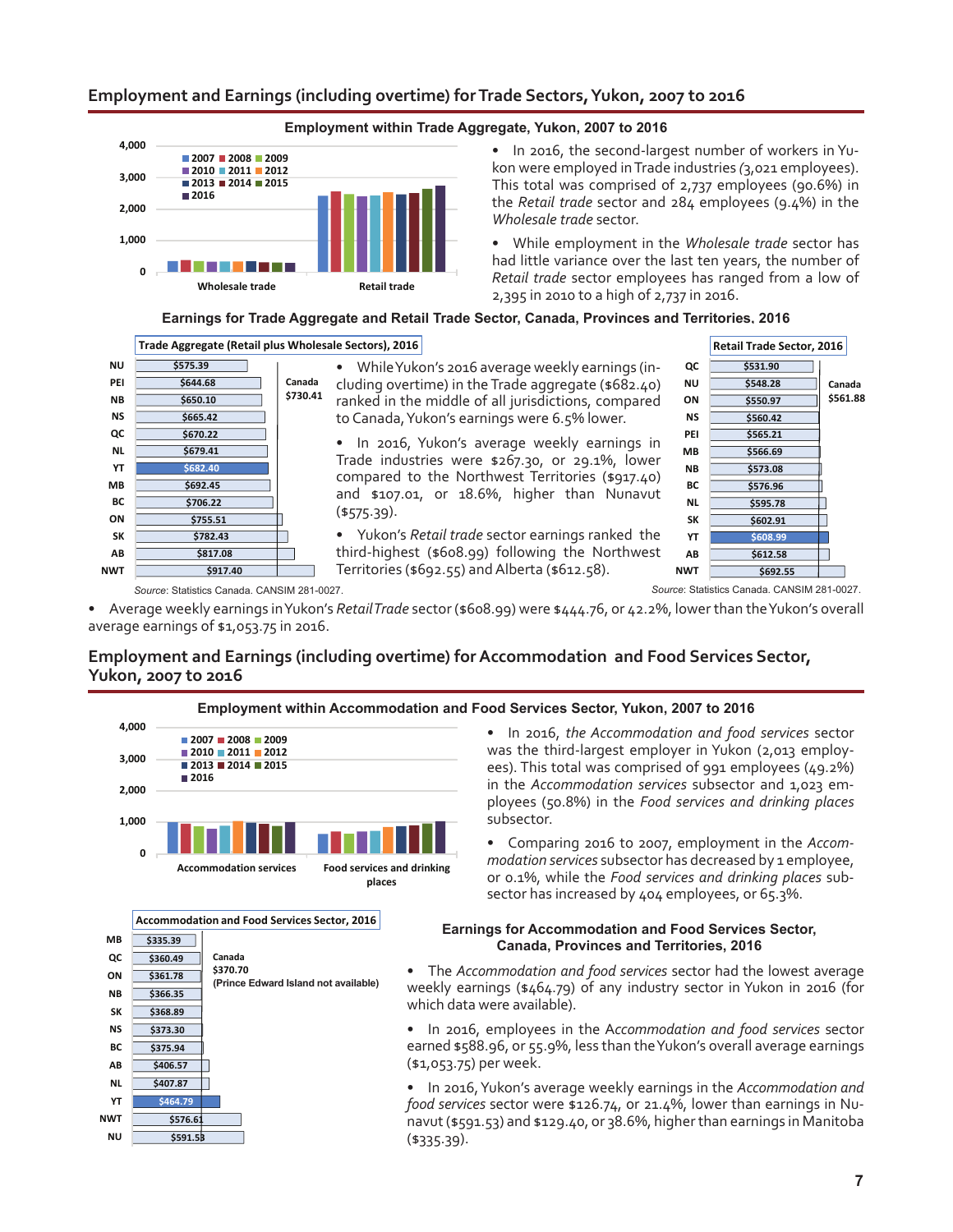## Employment and Earnings (including overtime) for Trade Sectors, Yukon, 2007 to 2016

**Employment within Trade Aggregate, Yukon, 2007 to 2016**

- In 2016, the second-largest number of workers in Yukon were employed in Trade industries (3,021 employees). This total was comprised of 2,737 employees (90.6%) in the *Retail trade* sector and 284 employees (9.4%) in the *Wholesale trade* sector.
- While employment in the *Wholesale trade* sector has had little variance over the last ten years, the number of *Retail trade* sector employees has ranged from a low of 2,395 in 2010 to a high of 2,737 in 2016.

**Earnings for Trade Aggregate and Retail Trade Sector, Canada, Provinces and Territories, 2016**

| Trade Aggregate (Retail plus Wholesale Sectors), 2016 | |
|---|---|
| NU | $575.39 |
| PEI | $644.68 |
| NB | $650.10 |
| NS | $665.42 |
| QC | $670.22 |
| NL | $679.41 |
| YT | $682.40 |
| MB | $692.45 |
| BC | $706.22 |
| ON | $755.51 |
| SK | $782.43 |
| AB | $817.08 |
| NWT | $917.40 |
| Canada | $730.41 |

Source: Statistics Canada. CANSIM 281-0027.

- While Yukon's 2016 average weekly earnings (including overtime) in the Trade aggregate ($682.40) ranked in the middle of all jurisdictions, compared to Canada, Yukon's earnings were 6.5% lower.
- In 2016, Yukon's average weekly earnings in Trade industries were $267.30, or 29.1%, lower compared to the Northwest Territories ($917.40) and $107.01, or 18.6%, higher than Nunavut ($575.39).
- Yukon's *Retail trade* sector earnings ranked the third-highest ($608.99) following the Northwest Territories ($692.55) and Alberta ($612.58).

| Retail Trade Sector, 2016 | |
|---|---|
| QC | $531.90 |
| NU | $548.28 |
| ON | $550.97 |
| NS | $560.42 |
| PEI | $565.21 |
| MB | $566.69 |
| NB | $573.08 |
| BC | $576.96 |
| NL | $595.78 |
| SK | $602.91 |
| YT | $608.99 |
| AB | $612.58 |
| NWT | $692.55 |
| Canada | $561.88 |

Source: Statistics Canada. CANSIM 281-0027.

- Average weekly earnings in Yukon's *Retail Trade* sector ($608.99) were $444.76, or 42.2%, lower than the Yukon's overall average earnings of $1,053.75 in 2016.

## Employment and Earnings (including overtime) for Accommodation and Food Services Sector, Yukon, 2007 to 2016

**Employment within Accommodation and Food Services Sector, Yukon, 2007 to 2016**

- In 2016, *the Accommodation and food services* sector was the third-largest employer in Yukon (2,013 employees). This total was comprised of 991 employees (49.2%) in the *Accommodation services* subsector and 1,023 employees (50.8%) in the *Food services and drinking places* subsector.
- Comparing 2016 to 2007, employment in the *Accommodation services* subsector has decreased by 1 employee, or 0.1%, while the *Food services and drinking places* subsector has increased by 404 employees, or 65.3%.

| Accommodation and Food Services Sector, 2016 | |
|---|---|
| MB | $335.39 |
| QC | $360.49 |
| ON | $361.78 |
| NB | $366.35 |
| SK | $368.89 |
| NS | $373.30 |
| BC | $375.94 |
| AB | $406.57 |
| NL | $407.87 |
| YT | $464.79 |
| NWT | $576.61 |
| NU | $591.53 |
| Canada | $370.70 |

(Prince Edward Island not available)

**Earnings for Accommodation and Food Services Sector, Canada, Provinces and Territories, 2016**

- The *Accommodation and food services* sector had the lowest average weekly earnings ($464.79) of any industry sector in Yukon in 2016 (for which data were available).
- In 2016, employees in the *Accommodation and food services* sector earned $588.96, or 55.9%, less than the Yukon's overall average earnings ($1,053.75) per week.
- In 2016, Yukon's average weekly earnings in the *Accommodation and food services* sector were $126.74, or 21.4%, lower than earnings in Nunavut ($591.53) and $129.40, or 38.6%, higher than earnings in Manitoba ($335.39).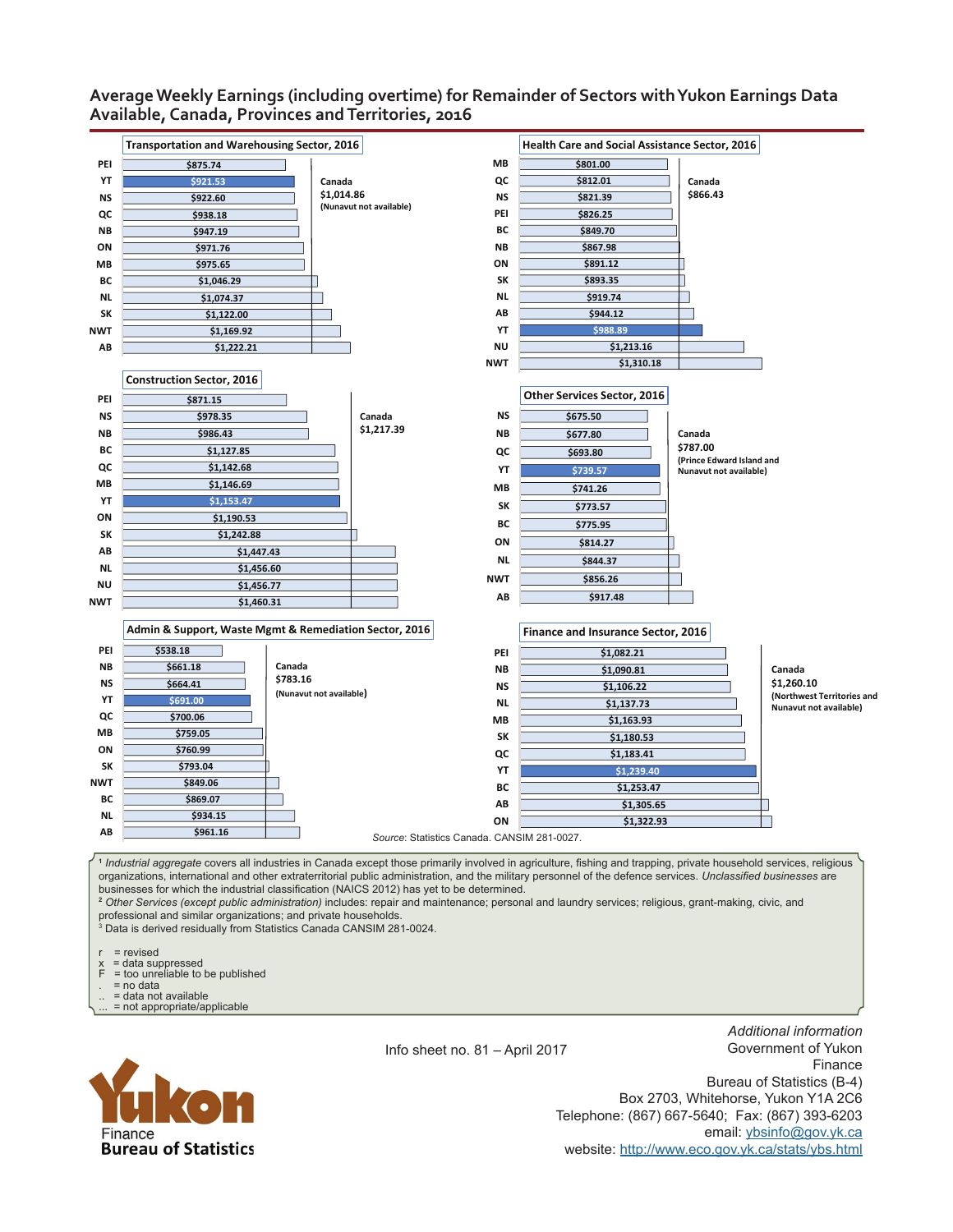## Average Weekly Earnings (including overtime) for Remainder of Sectors with Yukon Earnings Data Available, Canada, Provinces and Territories, 2016

**Transportation and Warehousing Sector, 2016**

PEI $875.74
YT $921.53
NS $922.60
QC $938.18
NB $947.19
ON $971.76
MB $975.65
BC $1,046.29
NL $1,074.37
SK $1,122.00
NWT $1,169.92
AB $1,222.21

Canada $1,014.86
(Nunavut not available)

**Health Care and Social Assistance Sector, 2016**

MB $801.00
QC $812.01
NS $821.39
PEI $826.25
BC $849.70
NB $867.98
ON $891.12
SK $893.35
NL $919.74
AB $944.12
YT $988.89
NU $1,213.16
NWT $1,310.18

Canada $866.43

**Construction Sector, 2016**

PEI $871.15
NS $978.35
NB $986.43
BC $1,127.85
QC $1,142.68
MB $1,146.69
YT $1,153.47
ON $1,190.53
SK $1,242.88
AB $1,447.43
NL $1,456.60
NU $1,456.77
NWT $1,460.31

Canada $1,217.39

**Other Services Sector, 2016**

NS $675.50
NB $677.80
QC $693.80
YT $739.57
MB $741.26
SK $773.57
BC $775.95
ON $814.27
NL $844.37
NWT $856.26
AB $917.48

Canada $787.00
(Prince Edward Island and Nunavut not available)

**Admin & Support, Waste Mgmt & Remediation Sector, 2016**

PEI $538.18
NB $661.18
NS $664.41
YT $691.00
QC $700.06
MB $759.05
ON $760.99
SK $793.04
NWT $849.06
BC $869.07
NL $934.15
AB $961.16

Canada $783.16
(Nunavut not available)

**Finance and Insurance Sector, 2016**

PEI $1,082.21
NB $1,090.81
NS $1,106.22
NL $1,137.73
MB $1,163.93
SK $1,180.53
QC $1,183.41
YT $1,239.40
BC $1,253.47
AB $1,305.65
ON $1,322.93

Canada $1,260.10
(Northwest Territories and Nunavut not available)

*Source*: Statistics Canada. CANSIM 281-0027.

[1] *Industrial aggregate* covers all industries in Canada except those primarily involved in agriculture, fishing and trapping, private household services, religious organizations, international and other extraterritorial public administration, and the military personnel of the defence services. *Unclassified businesses* are businesses for which the industrial classification (NAICS 2012) has yet to be determined.
[2] *Other Services (except public administration)* includes: repair and maintenance; personal and laundry services; religious, grant-making, civic, and professional and similar organizations; and private households.
[3] Data is derived residually from Statistics Canada CANSIM 281-0024.

r = revised
x = data suppressed
F = too unreliable to be published
. = no data
.. = data not available
... = not appropriate/applicable

Info sheet no. 81 – April 2017

*Additional information*
Government of Yukon
Finance
Bureau of Statistics (B-4)
Box 2703, Whitehorse, Yukon Y1A 2C6
Telephone: (867) 667-5640; Fax: (867) 393-6203
email: ybsinfo@gov.yk.ca
website: http://www.eco.gov.yk.ca/stats/ybs.html

Yukon
Finance
**Bureau of Statistics**